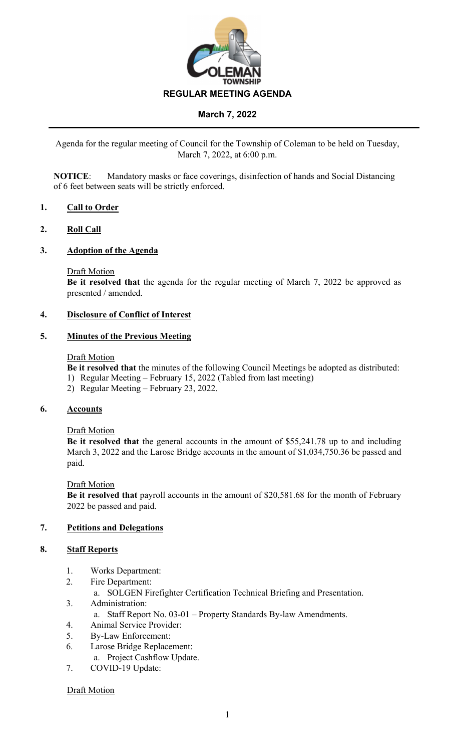COLEMAN TOWNSHIP

# REGULAR MEETING AGENDA

## March 7, 2022

Agenda for the regular meeting of Council for the Township of Coleman to be held on Tuesday, March 7, 2022, at 6:00 p.m.

**NOTICE**: Mandatory masks or face coverings, disinfection of hands and Social Distancing of 6 feet between seats will be strictly enforced.

### 1. Call to Order

### 2. Roll Call

### 3. Adoption of the Agenda

Draft Motion

**Be it resolved that** the agenda for the regular meeting of March 7, 2022 be approved as presented / amended.

### 4. Disclosure of Conflict of Interest

### 5. Minutes of the Previous Meeting

Draft Motion

**Be it resolved that** the minutes of the following Council Meetings be adopted as distributed:

1) Regular Meeting – February 15, 2022 (Tabled from last meeting)
2) Regular Meeting – February 23, 2022.

### 6. Accounts

Draft Motion

**Be it resolved that** the general accounts in the amount of $55,241.78 up to and including March 3, 2022 and the Larose Bridge accounts in the amount of $1,034,750.36 be passed and paid.

Draft Motion

**Be it resolved that** payroll accounts in the amount of $20,581.68 for the month of February 2022 be passed and paid.

### 7. Petitions and Delegations

### 8. Staff Reports

1. Works Department:
2. Fire Department:
   a. SOLGEN Firefighter Certification Technical Briefing and Presentation.
3. Administration:
   a. Staff Report No. 03-01 – Property Standards By-law Amendments.
4. Animal Service Provider:
5. By-Law Enforcement:
6. Larose Bridge Replacement:
   a. Project Cashflow Update.
7. COVID-19 Update:

Draft Motion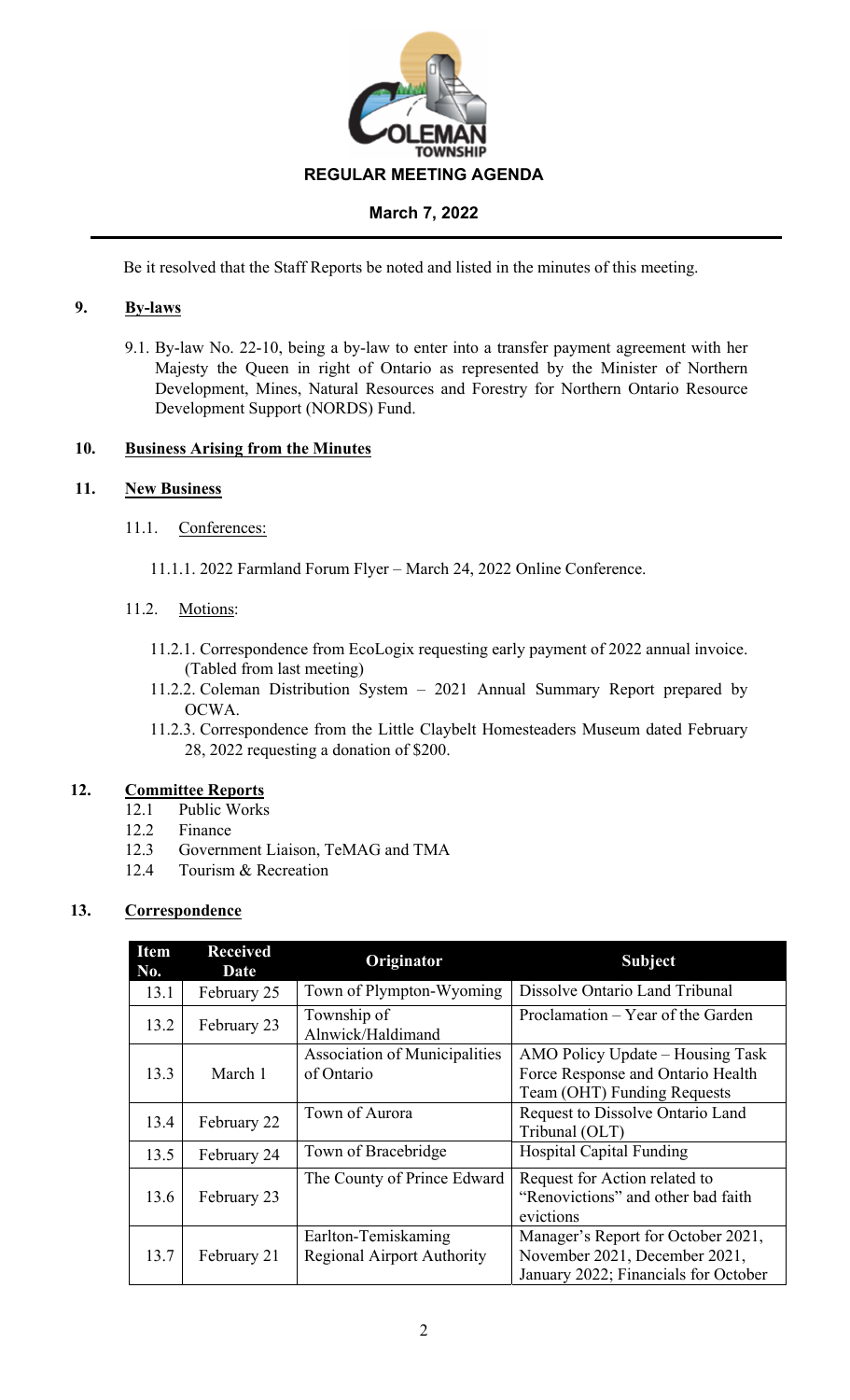Be it resolved that the Staff Reports be noted and listed in the minutes of this meeting.

## 9. By-laws

9.1. By-law No. 22-10, being a by-law to enter into a transfer payment agreement with her Majesty the Queen in right of Ontario as represented by the Minister of Northern Development, Mines, Natural Resources and Forestry for Northern Ontario Resource Development Support (NORDS) Fund.

## 10. Business Arising from the Minutes

## 11. New Business

11.1. Conferences:

11.1.1. 2022 Farmland Forum Flyer – March 24, 2022 Online Conference.

11.2. Motions:

11.2.1. Correspondence from EcoLogix requesting early payment of 2022 annual invoice. (Tabled from last meeting)

11.2.2. Coleman Distribution System – 2021 Annual Summary Report prepared by OCWA.

11.2.3. Correspondence from the Little Claybelt Homesteaders Museum dated February 28, 2022 requesting a donation of $200.

## 12. Committee Reports

12.1 Public Works
12.2 Finance
12.3 Government Liaison, TeMAG and TMA
12.4 Tourism & Recreation

## 13. Correspondence

| Item No. | Received Date | Originator | Subject |
|---|---|---|---|
| 13.1 | February 25 | Town of Plympton-Wyoming | Dissolve Ontario Land Tribunal |
| 13.2 | February 23 | Township of Alnwick/Haldimand | Proclamation – Year of the Garden |
| 13.3 | March 1 | Association of Municipalities of Ontario | AMO Policy Update – Housing Task Force Response and Ontario Health Team (OHT) Funding Requests |
| 13.4 | February 22 | Town of Aurora | Request to Dissolve Ontario Land Tribunal (OLT) |
| 13.5 | February 24 | Town of Bracebridge | Hospital Capital Funding |
| 13.6 | February 23 | The County of Prince Edward | Request for Action related to "Renovictions" and other bad faith evictions |
| 13.7 | February 21 | Earlton-Temiskaming Regional Airport Authority | Manager's Report for October 2021, November 2021, December 2021, January 2022; Financials for October |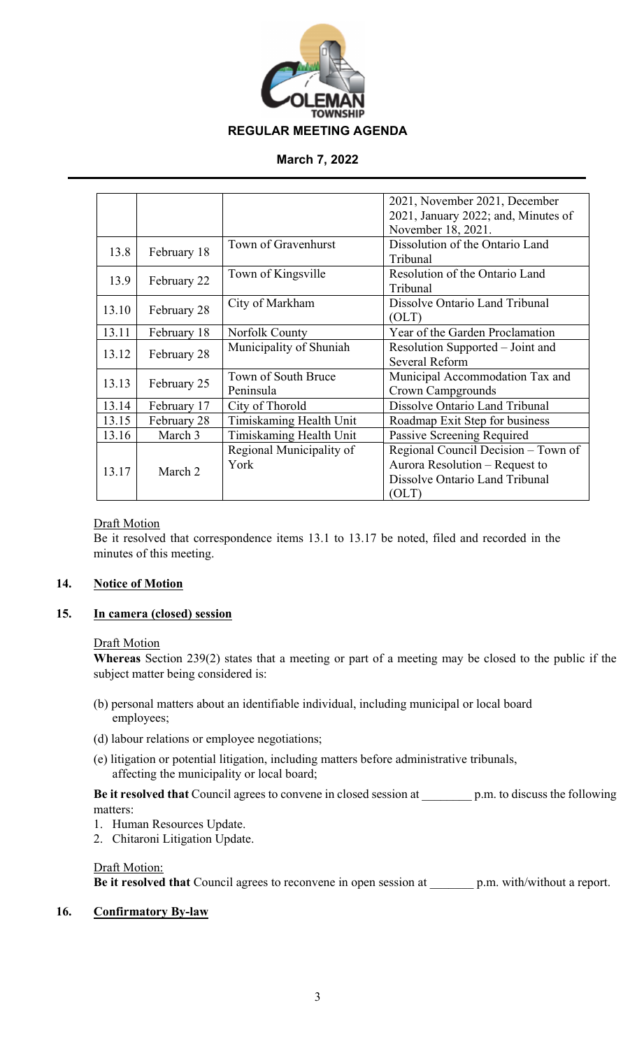**REGULAR MEETING AGENDA**

**March 7, 2022**

| | | | |
|---|---|---|---|
| | | | 2021, November 2021, December 2021, January 2022; and, Minutes of November 18, 2021. |
| 13.8 | February 18 | Town of Gravenhurst | Dissolution of the Ontario Land Tribunal |
| 13.9 | February 22 | Town of Kingsville | Resolution of the Ontario Land Tribunal |
| 13.10 | February 28 | City of Markham | Dissolve Ontario Land Tribunal (OLT) |
| 13.11 | February 18 | Norfolk County | Year of the Garden Proclamation |
| 13.12 | February 28 | Municipality of Shuniah | Resolution Supported – Joint and Several Reform |
| 13.13 | February 25 | Town of South Bruce Peninsula | Municipal Accommodation Tax and Crown Campgrounds |
| 13.14 | February 17 | City of Thorold | Dissolve Ontario Land Tribunal |
| 13.15 | February 28 | Timiskaming Health Unit | Roadmap Exit Step for business |
| 13.16 | March 3 | Timiskaming Health Unit | Passive Screening Required |
| 13.17 | March 2 | Regional Municipality of York | Regional Council Decision – Town of Aurora Resolution – Request to Dissolve Ontario Land Tribunal (OLT) |

Draft Motion
Be it resolved that correspondence items 13.1 to 13.17 be noted, filed and recorded in the minutes of this meeting.

## 14. Notice of Motion

## 15. In camera (closed) session

Draft Motion
**Whereas** Section 239(2) states that a meeting or part of a meeting may be closed to the public if the subject matter being considered is:

(b) personal matters about an identifiable individual, including municipal or local board employees;

(d) labour relations or employee negotiations;

(e) litigation or potential litigation, including matters before administrative tribunals, affecting the municipality or local board;

**Be it resolved that** Council agrees to convene in closed session at ________ p.m. to discuss the following matters:

1. Human Resources Update.
2. Chitaroni Litigation Update.

Draft Motion:
**Be it resolved that** Council agrees to reconvene in open session at _______ p.m. with/without a report.

## 16. Confirmatory By-law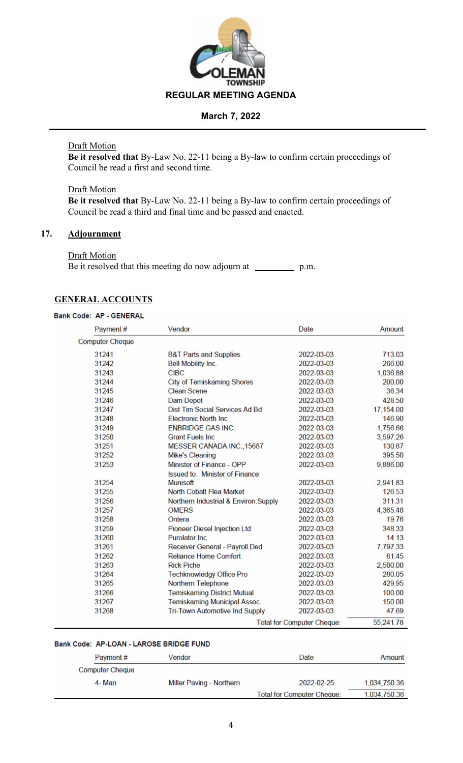Draft Motion
**Be it resolved that** By-Law No. 22-11 being a By-law to confirm certain proceedings of Council be read a first and second time.

Draft Motion
**Be it resolved that** By-Law No. 22-11 being a By-law to confirm certain proceedings of Council be read a third and final time and be passed and enacted.

## 17. Adjournment

Draft Motion
Be it resolved that this meeting do now adjourn at ________ p.m.

## GENERAL ACCOUNTS

**Bank Code: AP - GENERAL**

| Payment # | Vendor | Date | Amount |
|---|---|---|---|
| Computer Cheque | | | |
| 31241 | B&T Parts and Supplies | 2022-03-03 | 713.03 |
| 31242 | Bell Mobility Inc. | 2022-03-03 | 266.00 |
| 31243 | CIBC | 2022-03-03 | 1,036.88 |
| 31244 | City of Temiskaming Shores | 2022-03-03 | 200.00 |
| 31245 | Clean Scene | 2022-03-03 | 36.34 |
| 31246 | Dam Depot | 2022-03-03 | 428.50 |
| 31247 | Dist Tim Social Services Ad Bd | 2022-03-03 | 17,154.00 |
| 31248 | Electronic North Inc | 2022-03-03 | 146.90 |
| 31249 | ENBRIDGE GAS INC. | 2022-03-03 | 1,756.66 |
| 31250 | Grant Fuels Inc | 2022-03-03 | 3,597.26 |
| 31251 | MESSER CANADA INC.,15687 | 2022-03-03 | 130.87 |
| 31252 | Mike's Cleaning | 2022-03-03 | 395.50 |
| 31253 | Minister of Finance - OPP<br>Issued to: Minister of Finance | 2022-03-03 | 9,886.00 |
| 31254 | Munisoft | 2022-03-03 | 2,941.83 |
| 31255 | North Cobalt Flea Market | 2022-03-03 | 126.53 |
| 31256 | Northern Industrial & Environ.Supply | 2022-03-03 | 311.31 |
| 31257 | OMERS | 2022-03-03 | 4,365.48 |
| 31258 | Ontera | 2022-03-03 | 19.76 |
| 31259 | Pioneer Diesel Injection Ltd | 2022-03-03 | 348.33 |
| 31260 | Purolator Inc | 2022-03-03 | 14.13 |
| 31261 | Receiver General - Payroll Ded | 2022-03-03 | 7,797.33 |
| 31262 | Reliance Home Comfort | 2022-03-03 | 61.45 |
| 31263 | Rick Piche | 2022-03-03 | 2,500.00 |
| 31264 | Techknowledgy Office Pro | 2022-03-03 | 280.05 |
| 31265 | Northern Telephone | 2022-03-03 | 429.95 |
| 31266 | Temiskaming District Mutual | 2022-03-03 | 100.00 |
| 31267 | Temiskaming Municipal Assoc. | 2022-03-03 | 150.00 |
| 31268 | Tri-Town Automotive Ind Supply | 2022-03-03 | 47.69 |
| | | Total for Computer Cheque: | 55,241.78 |

**Bank Code: AP-LOAN - LAROSE BRIDGE FUND**

| Payment # | Vendor | Date | Amount |
|---|---|---|---|
| Computer Cheque | | | |
| 4- Man | Miller Paving - Northern | 2022-02-25 | 1,034,750.36 |
| | | Total for Computer Cheque: | 1,034,750.36 |